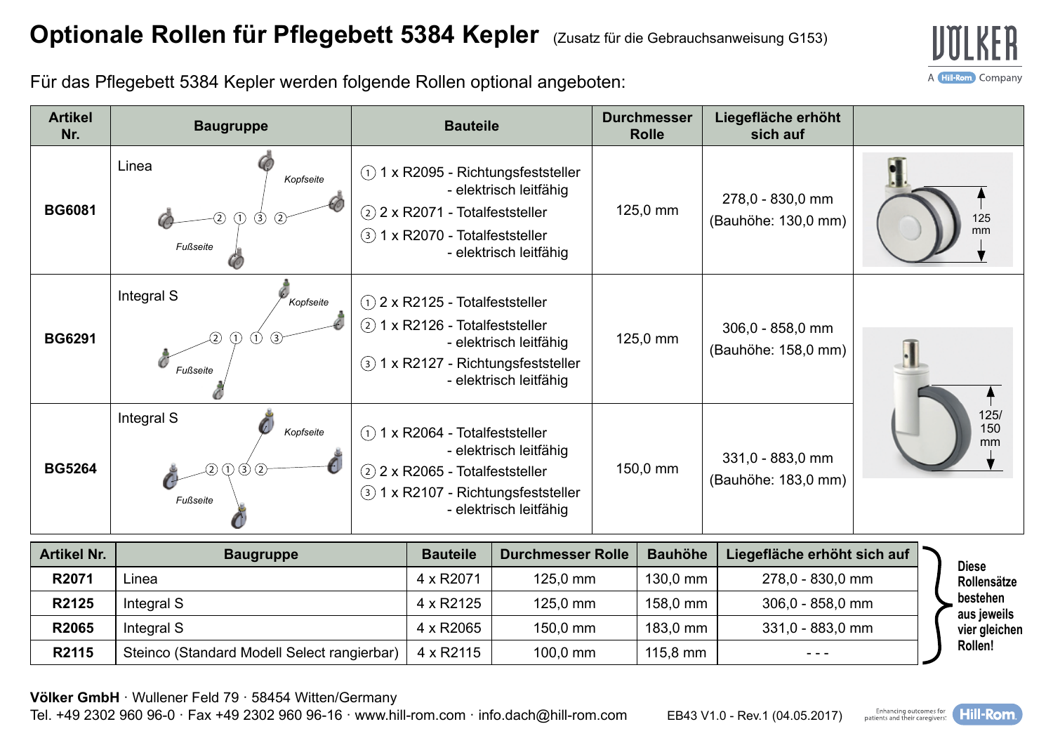# Optionale Rollen für Pflegebett 5384 Kepler (Zusatz für die Gebrauchsanweisung G153)

Für das Pflegebett 5384 Kepler werden folgende Rollen optional angeboten:

| Artikel Nr. | Baugruppe | Bauteile | Durchmesser Rolle | Liegefläche erhöht sich auf |
|---|---|---|---|---|
| **BG6081** | Linea (Kopfseite / Fußseite: ② ① ③ ②) | ① 1 x R2095 - Richtungsfeststeller - elektrisch leitfähig<br>② 2 x R2071 - Totalfeststeller<br>③ 1 x R2070 - Totalfeststeller - elektrisch leitfähig | 125,0 mm | 278,0 - 830,0 mm (Bauhöhe: 130,0 mm) |
| **BG6291** | Integral S (Kopfseite / Fußseite: ② ① ① ③) | ① 2 x R2125 - Totalfeststeller<br>② 1 x R2126 - Totalfeststeller - elektrisch leitfähig<br>③ 1 x R2127 - Richtungsfeststeller - elektrisch leitfähig | 125,0 mm | 306,0 - 858,0 mm (Bauhöhe: 158,0 mm) |
| **BG5264** | Integral S (Kopfseite / Fußseite: ② ① ③ ②) | ① 1 x R2064 - Totalfeststeller - elektrisch leitfähig<br>② 2 x R2065 - Totalfeststeller<br>③ 1 x R2107 - Richtungsfeststeller - elektrisch leitfähig | 150,0 mm | 331,0 - 883,0 mm (Bauhöhe: 183,0 mm) |

125 mm

125/ 150 mm

| Artikel Nr. | Baugruppe | Bauteile | Durchmesser Rolle | Bauhöhe | Liegefläche erhöht sich auf |
|---|---|---|---|---|---|
| **R2071** | Linea | 4 x R2071 | 125,0 mm | 130,0 mm | 278,0 - 830,0 mm |
| **R2125** | Integral S | 4 x R2125 | 125,0 mm | 158,0 mm | 306,0 - 858,0 mm |
| **R2065** | Integral S | 4 x R2065 | 150,0 mm | 183,0 mm | 331,0 - 883,0 mm |
| **R2115** | Steinco (Standard Modell Select rangierbar) | 4 x R2115 | 100,0 mm | 115,8 mm | - - - |

**Diese Rollensätze bestehen aus jeweils vier gleichen Rollen!**

**Völker GmbH** · Wullener Feld 79 · 58454 Witten/Germany
Tel. +49 2302 960 96-0 · Fax +49 2302 960 96-16 · www.hill-rom.com · info.dach@hill-rom.com

EB43 V1.0 - Rev.1 (04.05.2017)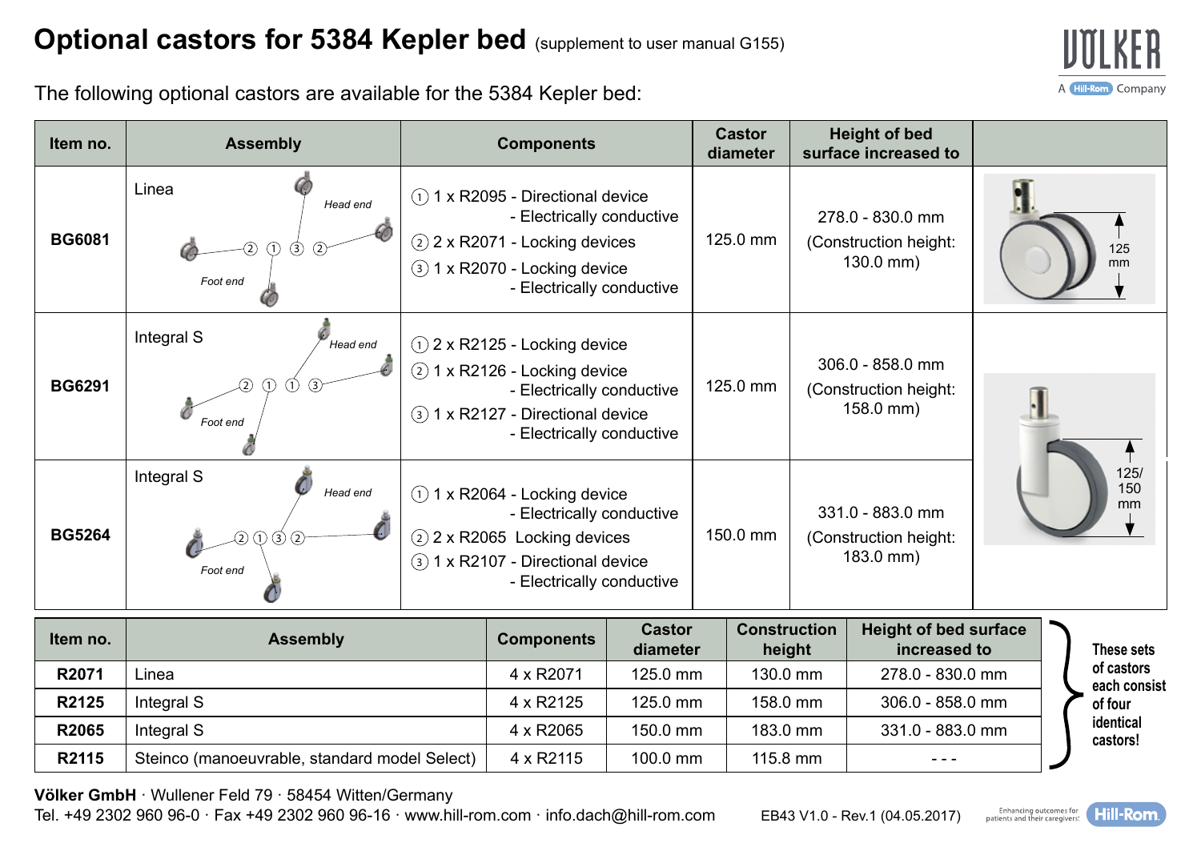# Optional castors for 5384 Kepler bed (supplement to user manual G155)

The following optional castors are available for the 5384 Kepler bed:

| Item no. | Assembly | Components | Castor diameter | Height of bed surface increased to | |
|---|---|---|---|---|---|
| **BG6081** | Linea<br>Head end<br>② ① ③ ②<br>Foot end | ① 1 x R2095 - Directional device - Electrically conductive<br>② 2 x R2071 - Locking devices<br>③ 1 x R2070 - Locking device - Electrically conductive | 125.0 mm | 278.0 - 830.0 mm (Construction height: 130.0 mm) | 125 mm |
| **BG6291** | Integral S<br>Head end<br>② ① ① ③<br>Foot end | ① 2 x R2125 - Locking device<br>② 1 x R2126 - Locking device - Electrically conductive<br>③ 1 x R2127 - Directional device - Electrically conductive | 125.0 mm | 306.0 - 858.0 mm (Construction height: 158.0 mm) | 125/ 150 mm |
| **BG5264** | Integral S<br>Head end<br>② ① ③ ②<br>Foot end | ① 1 x R2064 - Locking device - Electrically conductive<br>② 2 x R2065 Locking devices<br>③ 1 x R2107 - Directional device - Electrically conductive | 150.0 mm | 331.0 - 883.0 mm (Construction height: 183.0 mm) | |

| Item no. | Assembly | Components | Castor diameter | Construction height | Height of bed surface increased to |
|---|---|---|---|---|---|
| **R2071** | Linea | 4 x R2071 | 125.0 mm | 130.0 mm | 278.0 - 830.0 mm |
| **R2125** | Integral S | 4 x R2125 | 125.0 mm | 158.0 mm | 306.0 - 858.0 mm |
| **R2065** | Integral S | 4 x R2065 | 150.0 mm | 183.0 mm | 331.0 - 883.0 mm |
| **R2115** | Steinco (manoeuvrable, standard model Select) | 4 x R2115 | 100.0 mm | 115.8 mm | - - - |

**These sets of castors each consist of four identical castors!**

**Völker GmbH** · Wullener Feld 79 · 58454 Witten/Germany
Tel. +49 2302 960 96-0 · Fax +49 2302 960 96-16 · www.hill-rom.com · info.dach@hill-rom.com

EB43 V1.0 - Rev.1 (04.05.2017)